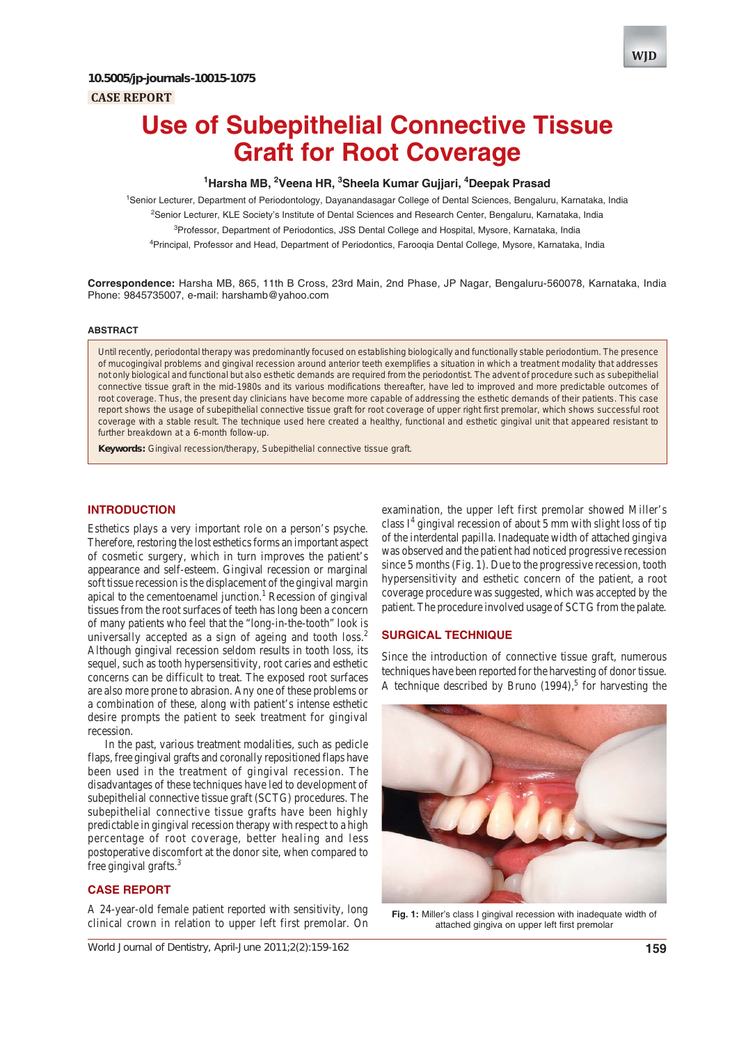10.5005/jp-journals-10015-1075

CASE REPORT

# Use of Subepithelial Connective Tissue Graft for Root Coverage

[1]Harsha MB, [2]Veena HR, [3]Sheela Kumar Gujjari, [4]Deepak Prasad

[1]Senior Lecturer, Department of Periodontology, Dayanandasagar College of Dental Sciences, Bengaluru, Karnataka, India

[2]Senior Lecturer, KLE Society's Institute of Dental Sciences and Research Center, Bengaluru, Karnataka, India

[3]Professor, Department of Periodontics, JSS Dental College and Hospital, Mysore, Karnataka, India

[4]Principal, Professor and Head, Department of Periodontics, Farooqia Dental College, Mysore, Karnataka, India

**Correspondence:** Harsha MB, 865, 11th B Cross, 23rd Main, 2nd Phase, JP Nagar, Bengaluru-560078, Karnataka, India Phone: 9845735007, e-mail: harshamb@yahoo.com

## ABSTRACT

Until recently, periodontal therapy was predominantly focused on establishing biologically and functionally stable periodontium. The presence of mucogingival problems and gingival recession around anterior teeth exemplifies a situation in which a treatment modality that addresses not only biological and functional but also esthetic demands are required from the periodontist. The advent of procedure such as subepithelial connective tissue graft in the mid-1980s and its various modifications thereafter, have led to improved and more predictable outcomes of root coverage. Thus, the present day clinicians have become more capable of addressing the esthetic demands of their patients. This case report shows the usage of subepithelial connective tissue graft for root coverage of upper right first premolar, which shows successful root coverage with a stable result. The technique used here created a healthy, functional and esthetic gingival unit that appeared resistant to further breakdown at a 6-month follow-up.

**Keywords:** Gingival recession/therapy, Subepithelial connective tissue graft.

## INTRODUCTION

Esthetics plays a very important role on a person's psyche. Therefore, restoring the lost esthetics forms an important aspect of cosmetic surgery, which in turn improves the patient's appearance and self-esteem. Gingival recession or marginal soft tissue recession is the displacement of the gingival margin apical to the cementoenamel junction.[1] Recession of gingival tissues from the root surfaces of teeth has long been a concern of many patients who feel that the "long-in-the-tooth" look is universally accepted as a sign of ageing and tooth loss.[2] Although gingival recession seldom results in tooth loss, its sequel, such as tooth hypersensitivity, root caries and esthetic concerns can be difficult to treat. The exposed root surfaces are also more prone to abrasion. Any one of these problems or a combination of these, along with patient's intense esthetic desire prompts the patient to seek treatment for gingival recession.

In the past, various treatment modalities, such as pedicle flaps, free gingival grafts and coronally repositioned flaps have been used in the treatment of gingival recession. The disadvantages of these techniques have led to development of subepithelial connective tissue graft (SCTG) procedures. The subepithelial connective tissue grafts have been highly predictable in gingival recession therapy with respect to a high percentage of root coverage, better healing and less postoperative discomfort at the donor site, when compared to free gingival grafts.[3]

## CASE REPORT

A 24-year-old female patient reported with sensitivity, long clinical crown in relation to upper left first premolar. On examination, the upper left first premolar showed Miller's class I[4] gingival recession of about 5 mm with slight loss of tip of the interdental papilla. Inadequate width of attached gingiva was observed and the patient had noticed progressive recession since 5 months (Fig. 1). Due to the progressive recession, tooth hypersensitivity and esthetic concern of the patient, a root coverage procedure was suggested, which was accepted by the patient. The procedure involved usage of SCTG from the palate.

## SURGICAL TECHNIQUE

Since the introduction of connective tissue graft, numerous techniques have been reported for the harvesting of donor tissue. A technique described by Bruno (1994),[5] for harvesting the

**Fig. 1:** Miller's class I gingival recession with inadequate width of attached gingiva on upper left first premolar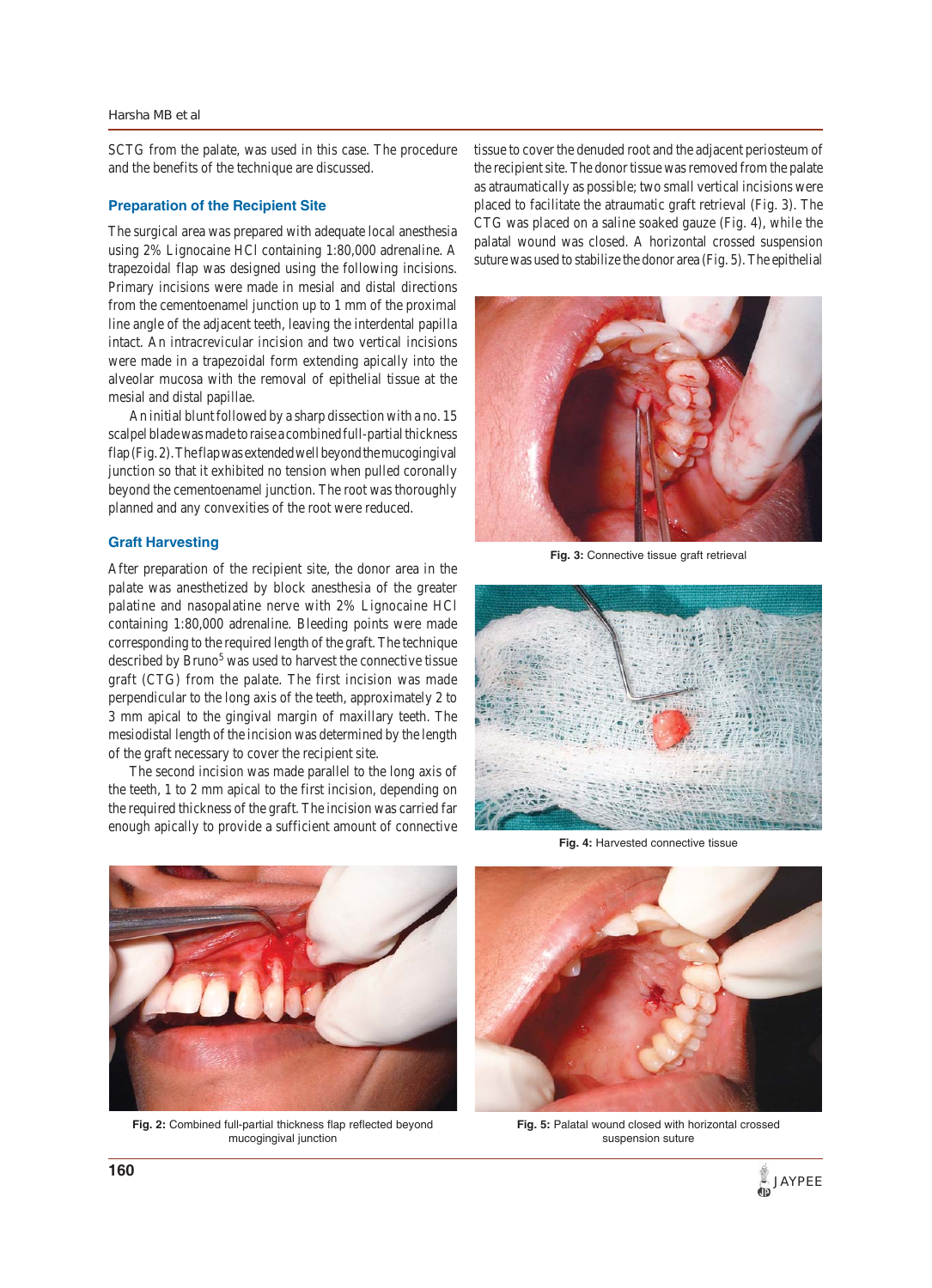SCTG from the palate, was used in this case. The procedure and the benefits of the technique are discussed.

## Preparation of the Recipient Site

The surgical area was prepared with adequate local anesthesia using 2% Lignocaine HCl containing 1:80,000 adrenaline. A trapezoidal flap was designed using the following incisions. Primary incisions were made in mesial and distal directions from the cementoenamel junction up to 1 mm of the proximal line angle of the adjacent teeth, leaving the interdental papilla intact. An intracrevicular incision and two vertical incisions were made in a trapezoidal form extending apically into the alveolar mucosa with the removal of epithelial tissue at the mesial and distal papillae.

An initial blunt followed by a sharp dissection with a no. 15 scalpel blade was made to raise a combined full-partial thickness flap (Fig. 2). The flap was extended well beyond the mucogingival junction so that it exhibited no tension when pulled coronally beyond the cementoenamel junction. The root was thoroughly planned and any convexities of the root were reduced.

## Graft Harvesting

After preparation of the recipient site, the donor area in the palate was anesthetized by block anesthesia of the greater palatine and nasopalatine nerve with 2% Lignocaine HCl containing 1:80,000 adrenaline. Bleeding points were made corresponding to the required length of the graft. The technique described by Bruno[5] was used to harvest the connective tissue graft (CTG) from the palate. The first incision was made perpendicular to the long axis of the teeth, approximately 2 to 3 mm apical to the gingival margin of maxillary teeth. The mesiodistal length of the incision was determined by the length of the graft necessary to cover the recipient site.

The second incision was made parallel to the long axis of the teeth, 1 to 2 mm apical to the first incision, depending on the required thickness of the graft. The incision was carried far enough apically to provide a sufficient amount of connective tissue to cover the denuded root and the adjacent periosteum of the recipient site. The donor tissue was removed from the palate as atraumatically as possible; two small vertical incisions were placed to facilitate the atraumatic graft retrieval (Fig. 3). The CTG was placed on a saline soaked gauze (Fig. 4), while the palatal wound was closed. A horizontal crossed suspension suture was used to stabilize the donor area (Fig. 5). The epithelial

**Fig. 3:** Connective tissue graft retrieval

**Fig. 4:** Harvested connective tissue

**Fig. 2:** Combined full-partial thickness flap reflected beyond mucogingival junction

**Fig. 5:** Palatal wound closed with horizontal crossed suspension suture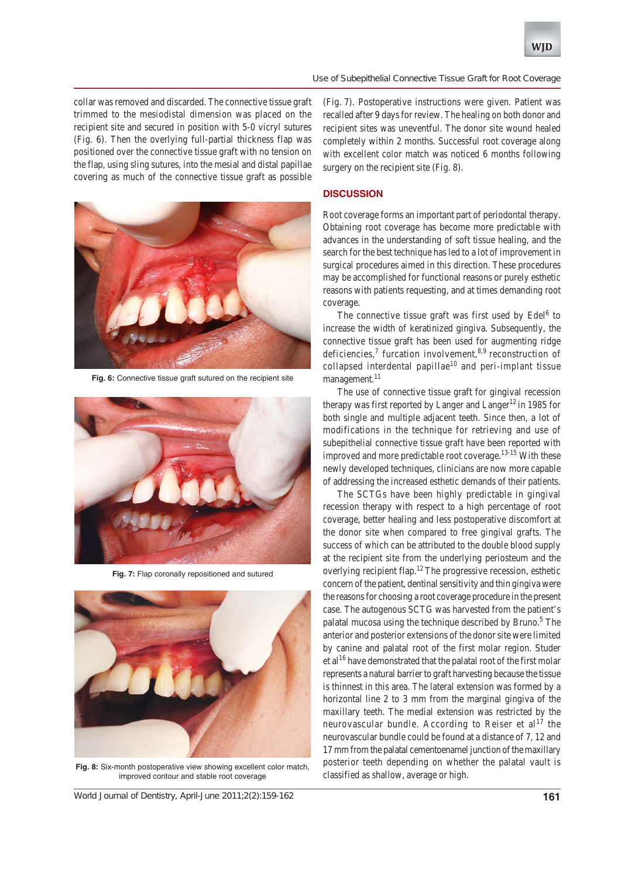collar was removed and discarded. The connective tissue graft trimmed to the mesiodistal dimension was placed on the recipient site and secured in position with 5-0 vicryl sutures (Fig. 6). Then the overlying full-partial thickness flap was positioned over the connective tissue graft with no tension on the flap, using sling sutures, into the mesial and distal papillae covering as much of the connective tissue graft as possible (Fig. 7). Postoperative instructions were given. Patient was recalled after 9 days for review. The healing on both donor and recipient sites was uneventful. The donor site wound healed completely within 2 months. Successful root coverage along with excellent color match was noticed 6 months following surgery on the recipient site (Fig. 8).

**Fig. 6:** Connective tissue graft sutured on the recipient site

**Fig. 7:** Flap coronally repositioned and sutured

**Fig. 8:** Six-month postoperative view showing excellent color match, improved contour and stable root coverage

## DISCUSSION

Root coverage forms an important part of periodontal therapy. Obtaining root coverage has become more predictable with advances in the understanding of soft tissue healing, and the search for the best technique has led to a lot of improvement in surgical procedures aimed in this direction. These procedures may be accomplished for functional reasons or purely esthetic reasons with patients requesting, and at times demanding root coverage.

The connective tissue graft was first used by Edel[6] to increase the width of keratinized gingiva. Subsequently, the connective tissue graft has been used for augmenting ridge deficiencies,[7] furcation involvement,[8,9] reconstruction of collapsed interdental papillae[10] and peri-implant tissue management.[11]

The use of connective tissue graft for gingival recession therapy was first reported by Langer and Langer[12] in 1985 for both single and multiple adjacent teeth. Since then, a lot of modifications in the technique for retrieving and use of subepithelial connective tissue graft have been reported with improved and more predictable root coverage.[13-15] With these newly developed techniques, clinicians are now more capable of addressing the increased esthetic demands of their patients.

The SCTGs have been highly predictable in gingival recession therapy with respect to a high percentage of root coverage, better healing and less postoperative discomfort at the donor site when compared to free gingival grafts. The success of which can be attributed to the double blood supply at the recipient site from the underlying periosteum and the overlying recipient flap.[12] The progressive recession, esthetic concern of the patient, dentinal sensitivity and thin gingiva were the reasons for choosing a root coverage procedure in the present case. The autogenous SCTG was harvested from the patient's palatal mucosa using the technique described by Bruno.[5] The anterior and posterior extensions of the donor site were limited by canine and palatal root of the first molar region. Studer et al[16] have demonstrated that the palatal root of the first molar represents a natural barrier to graft harvesting because the tissue is thinnest in this area. The lateral extension was formed by a horizontal line 2 to 3 mm from the marginal gingiva of the maxillary teeth. The medial extension was restricted by the neurovascular bundle. According to Reiser et al[17] the neurovascular bundle could be found at a distance of 7, 12 and 17 mm from the palatal cementoenamel junction of the maxillary posterior teeth depending on whether the palatal vault is classified as shallow, average or high.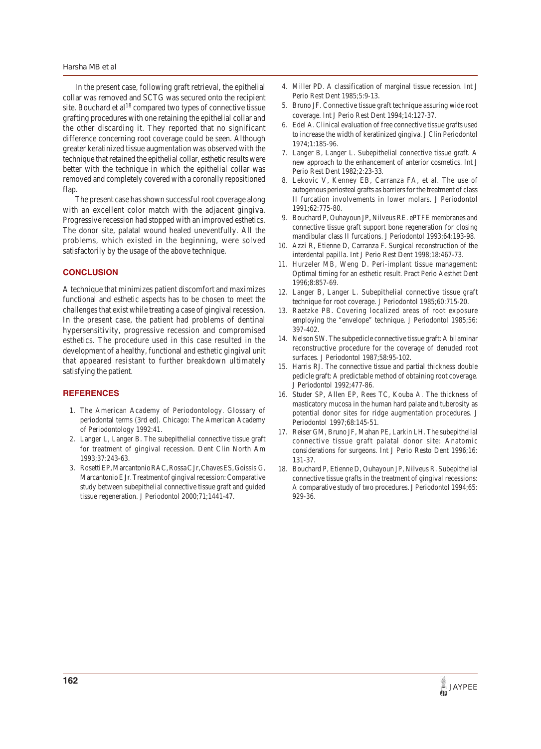In the present case, following graft retrieval, the epithelial collar was removed and SCTG was secured onto the recipient site. Bouchard et al[18] compared two types of connective tissue grafting procedures with one retaining the epithelial collar and the other discarding it. They reported that no significant difference concerning root coverage could be seen. Although greater keratinized tissue augmentation was observed with the technique that retained the epithelial collar, esthetic results were better with the technique in which the epithelial collar was removed and completely covered with a coronally repositioned flap.

The present case has shown successful root coverage along with an excellent color match with the adjacent gingiva. Progressive recession had stopped with an improved esthetics. The donor site, palatal wound healed uneventfully. All the problems, which existed in the beginning, were solved satisfactorily by the usage of the above technique.

## CONCLUSION

A technique that minimizes patient discomfort and maximizes functional and esthetic aspects has to be chosen to meet the challenges that exist while treating a case of gingival recession. In the present case, the patient had problems of dentinal hypersensitivity, progressive recession and compromised esthetics. The procedure used in this case resulted in the development of a healthy, functional and esthetic gingival unit that appeared resistant to further breakdown ultimately satisfying the patient.

## REFERENCES

1. The American Academy of Periodontology. Glossary of periodontal terms (3rd ed). Chicago: The American Academy of Periodontology 1992:41.
2. Langer L, Langer B. The subepithelial connective tissue graft for treatment of gingival recession. Dent Clin North Am 1993;37:243-63.
3. Rosetti EP, Marcantonio RAC, Rossa C Jr, Chaves ES, Goissis G, Marcantonio E Jr. Treatment of gingival recession: Comparative study between subepithelial connective tissue graft and guided tissue regeneration. J Periodontol 2000;71;1441-47.
4. Miller PD. A classification of marginal tissue recession. Int J Perio Rest Dent 1985;5:9-13.
5. Bruno JF. Connective tissue graft technique assuring wide root coverage. Int J Perio Rest Dent 1994;14:127-37.
6. Edel A. Clinical evaluation of free connective tissue grafts used to increase the width of keratinized gingiva. J Clin Periodontol 1974;1:185-96.
7. Langer B, Langer L. Subepithelial connective tissue graft. A new approach to the enhancement of anterior cosmetics. Int J Perio Rest Dent 1982;2:23-33.
8. Lekovic V, Kenney EB, Carranza FA, et al. The use of autogenous periosteal grafts as barriers for the treatment of class II furcation involvements in lower molars. J Periodontol 1991;62:775-80.
9. Bouchard P, Ouhayoun JP, Nilveus RE. ePTFE membranes and connective tissue graft support bone regeneration for closing mandibular class II furcations. J Periodontol 1993;64:193-98.
10. Azzi R, Etienne D, Carranza F. Surgical reconstruction of the interdental papilla. Int J Perio Rest Dent 1998;18:467-73.
11. Hurzeler MB, Weng D. Peri-implant tissue management: Optimal timing for an esthetic result. Pract Perio Aesthet Dent 1996;8:857-69.
12. Langer B, Langer L. Subepithelial connective tissue graft technique for root coverage. J Periodontol 1985;60:715-20.
13. Raetzke PB. Covering localized areas of root exposure employing the "envelope" technique. J Periodontol 1985;56: 397-402.
14. Nelson SW. The subpedicle connective tissue graft: A bilaminar reconstructive procedure for the coverage of denuded root surfaces. J Periodontol 1987;58:95-102.
15. Harris RJ. The connective tissue and partial thickness double pedicle graft: A predictable method of obtaining root coverage. J Periodontol 1992;477-86.
16. Studer SP, Allen EP, Rees TC, Kouba A. The thickness of masticatory mucosa in the human hard palate and tuberosity as potential donor sites for ridge augmentation procedures. J Periodontol 1997;68:145-51.
17. Reiser GM, Bruno JF, Mahan PE, Larkin LH. The subepithelial connective tissue graft palatal donor site: Anatomic considerations for surgeons. Int J Perio Resto Dent 1996;16: 131-37.
18. Bouchard P, Etienne D, Ouhayoun JP, Nilveus R. Subepithelial connective tissue grafts in the treatment of gingival recessions: A comparative study of two procedures. J Periodontol 1994;65: 929-36.